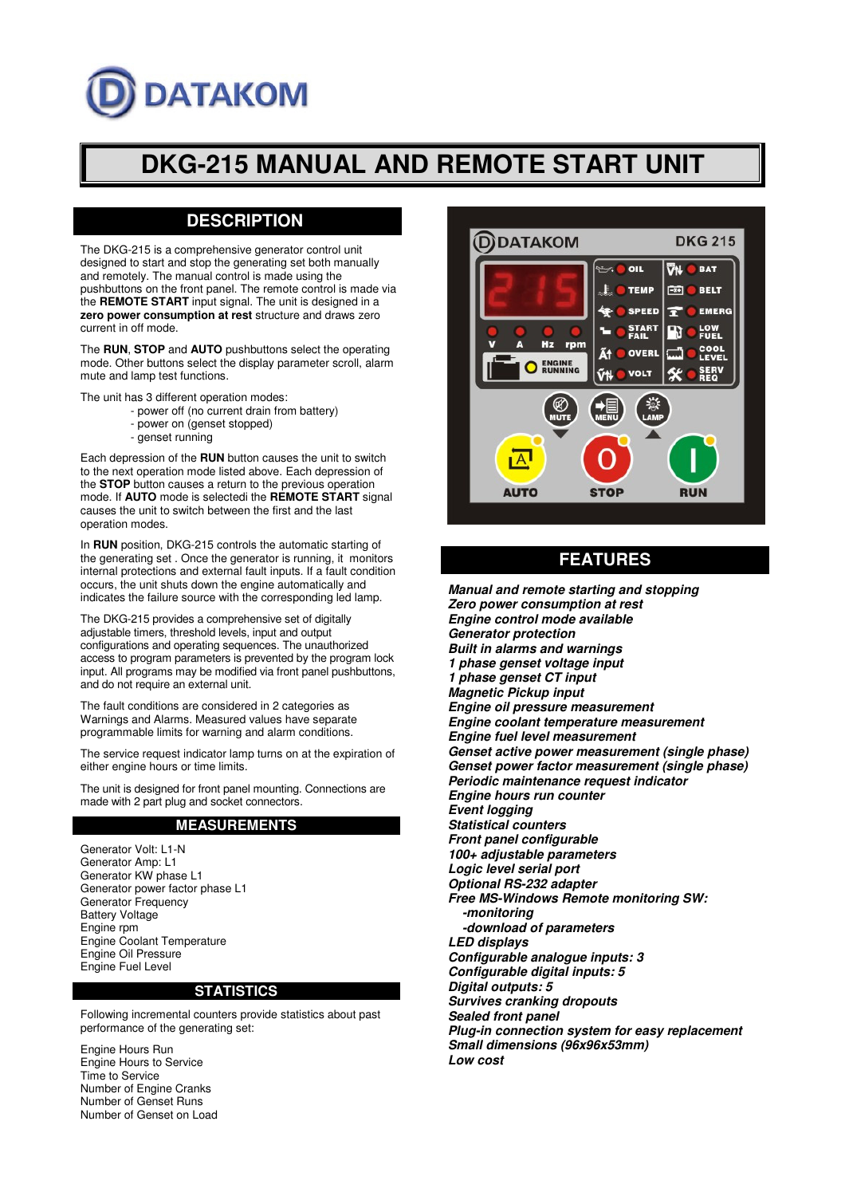DATAKOM

# DKG-215 MANUAL AND REMOTE START UNIT

## DESCRIPTION

The DKG-215 is a comprehensive generator control unit designed to start and stop the generating set both manually and remotely. The manual control is made using the pushbuttons on the front panel. The remote control is made via the **REMOTE START** input signal. The unit is designed in a **zero power consumption at rest** structure and draws zero current in off mode.

The **RUN**, **STOP** and **AUTO** pushbuttons select the operating mode. Other buttons select the display parameter scroll, alarm mute and lamp test functions.

The unit has 3 different operation modes:

- power off (no current drain from battery)
- power on (genset stopped)
- genset running

Each depression of the **RUN** button causes the unit to switch to the next operation mode listed above. Each depression of the **STOP** button causes a return to the previous operation mode. If **AUTO** mode is selectedi the **REMOTE START** signal causes the unit to switch between the first and the last operation modes.

In **RUN** position, DKG-215 controls the automatic starting of the generating set . Once the generator is running, it monitors internal protections and external fault inputs. If a fault condition occurs, the unit shuts down the engine automatically and indicates the failure source with the corresponding led lamp.

The DKG-215 provides a comprehensive set of digitally adjustable timers, threshold levels, input and output configurations and operating sequences. The unauthorized access to program parameters is prevented by the program lock input. All programs may be modified via front panel pushbuttons, and do not require an external unit.

The fault conditions are considered in 2 categories as Warnings and Alarms. Measured values have separate programmable limits for warning and alarm conditions.

The service request indicator lamp turns on at the expiration of either engine hours or time limits.

The unit is designed for front panel mounting. Connections are made with 2 part plug and socket connectors.

## MEASUREMENTS

Generator Volt: L1-N
Generator Amp: L1
Generator KW phase L1
Generator power factor phase L1
Generator Frequency
Battery Voltage
Engine rpm
Engine Coolant Temperature
Engine Oil Pressure
Engine Fuel Level

## STATISTICS

Following incremental counters provide statistics about past performance of the generating set:

Engine Hours Run
Engine Hours to Service
Time to Service
Number of Engine Cranks
Number of Genset Runs
Number of Genset on Load

## FEATURES

***Manual and remote starting and stopping***
***Zero power consumption at rest***
***Engine control mode available***
***Generator protection***
***Built in alarms and warnings***
***1 phase genset voltage input***
***1 phase genset CT input***
***Magnetic Pickup input***
***Engine oil pressure measurement***
***Engine coolant temperature measurement***
***Engine fuel level measurement***
***Genset active power measurement (single phase)***
***Genset power factor measurement (single phase)***
***Periodic maintenance request indicator***
***Engine hours run counter***
***Event logging***
***Statistical counters***
***Front panel configurable***
***100+ adjustable parameters***
***Logic level serial port***
***Optional RS-232 adapter***
***Free MS-Windows Remote monitoring SW:***
  ***-monitoring***
  ***-download of parameters***
***LED displays***
***Configurable analogue inputs: 3***
***Configurable digital inputs: 5***
***Digital outputs: 5***
***Survives cranking dropouts***
***Sealed front panel***
***Plug-in connection system for easy replacement***
***Small dimensions (96x96x53mm)***
***Low cost***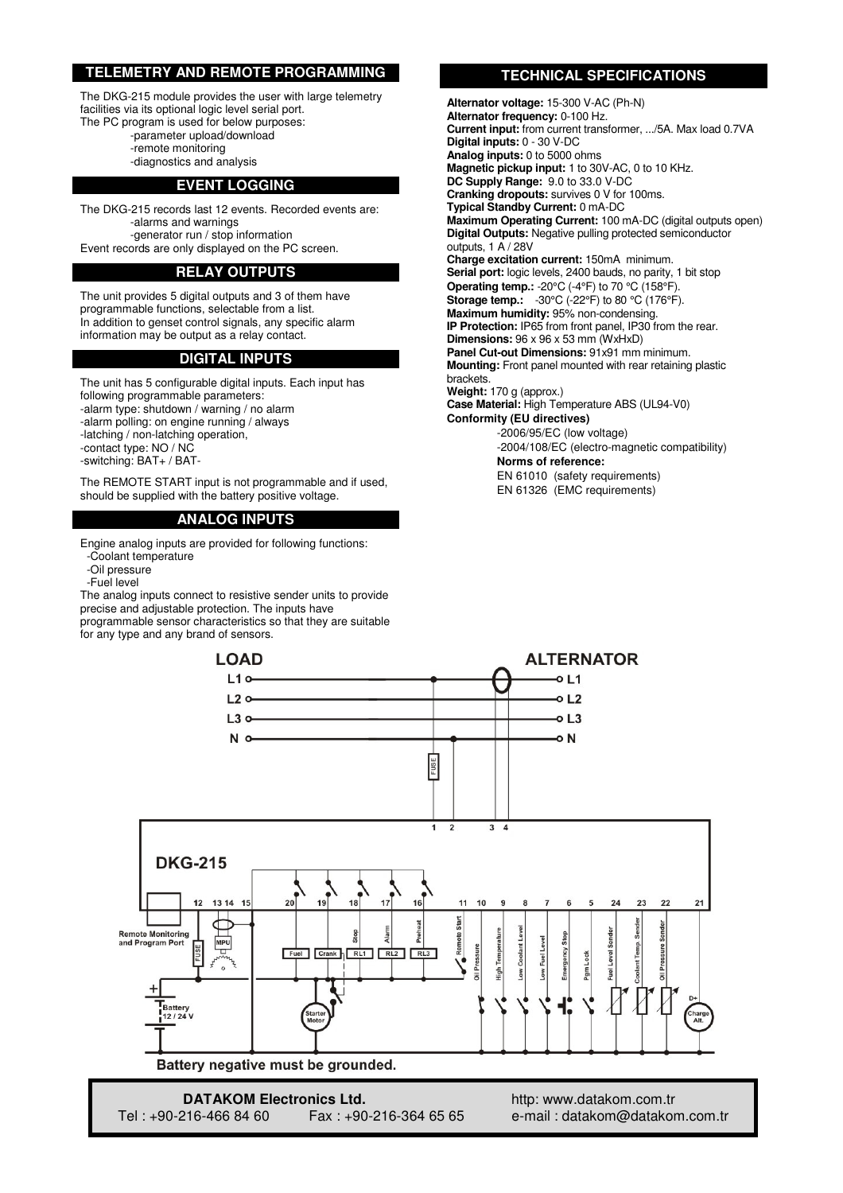## TELEMETRY AND REMOTE PROGRAMMING

The DKG-215 module provides the user with large telemetry facilities via its optional logic level serial port.
The PC program is used for below purposes:

- parameter upload/download
- remote monitoring
- diagnostics and analysis

## EVENT LOGGING

The DKG-215 records last 12 events. Recorded events are:

- alarms and warnings
- generator run / stop information

Event records are only displayed on the PC screen.

## RELAY OUTPUTS

The unit provides 5 digital outputs and 3 of them have programmable functions, selectable from a list.
In addition to genset control signals, any specific alarm information may be output as a relay contact.

## DIGITAL INPUTS

The unit has 5 configurable digital inputs. Each input has following programmable parameters:

- alarm type: shutdown / warning / no alarm
- alarm polling: on engine running / always
- latching / non-latching operation,
- contact type: NO / NC
- switching: BAT+ / BAT-

The REMOTE START input is not programmable and if used, should be supplied with the battery positive voltage.

## ANALOG INPUTS

Engine analog inputs are provided for following functions:

- Coolant temperature
- Oil pressure
- Fuel level

The analog inputs connect to resistive sender units to provide precise and adjustable protection. The inputs have programmable sensor characteristics so that they are suitable for any type and any brand of sensors.

## TECHNICAL SPECIFICATIONS

**Alternator voltage:** 15-300 V-AC (Ph-N)
**Alternator frequency:** 0-100 Hz.
**Current input:** from current transformer, .../5A. Max load 0.7VA
**Digital inputs:** 0 - 30 V-DC
**Analog inputs:** 0 to 5000 ohms
**Magnetic pickup input:** 1 to 30V-AC, 0 to 10 KHz.
**DC Supply Range:** 9.0 to 33.0 V-DC
**Cranking dropouts:** survives 0 V for 100ms.
**Typical Standby Current:** 0 mA-DC
**Maximum Operating Current:** 100 mA-DC (digital outputs open)
**Digital Outputs:** Negative pulling protected semiconductor outputs, 1 A / 28V
**Charge excitation current:** 150mA minimum.
**Serial port:** logic levels, 2400 bauds, no parity, 1 bit stop
**Operating temp.:** -20°C (-4°F) to 70 °C (158°F).
**Storage temp.:** -30°C (-22°F) to 80 °C (176°F).
**Maximum humidity:** 95% non-condensing.
**IP Protection:** IP65 from front panel, IP30 from the rear.
**Dimensions:** 96 x 96 x 53 mm (WxHxD)
**Panel Cut-out Dimensions:** 91x91 mm minimum.
**Mounting:** Front panel mounted with rear retaining plastic brackets.
**Weight:** 170 g (approx.)
**Case Material:** High Temperature ABS (UL94-V0)
**Conformity (EU directives)**

- 2006/95/EC (low voltage)
- 2004/108/EC (electro-magnetic compatibility)

**Norms of reference:**
EN 61010 (safety requirements)
EN 61326 (EMC requirements)

LOAD
ALTERNATOR
L1 L2 L3 N
FUSE
DKG-215
Remote Monitoring and Program Port
MPU
Fuel Crank RL1 RL2 RL3
Stop Alarm Preheat
Remote Start
Oil Pressure
High Temperature
Low Coolant Level
Low Fuel Level
Emergency Stop
Pgm Lock
Fuel Level Sender
Coolant Temp. Sender
Oil Pressure Sender
D+
Charge Alt.
Starter Motor
Battery 12 / 24 V

Battery negative must be grounded.